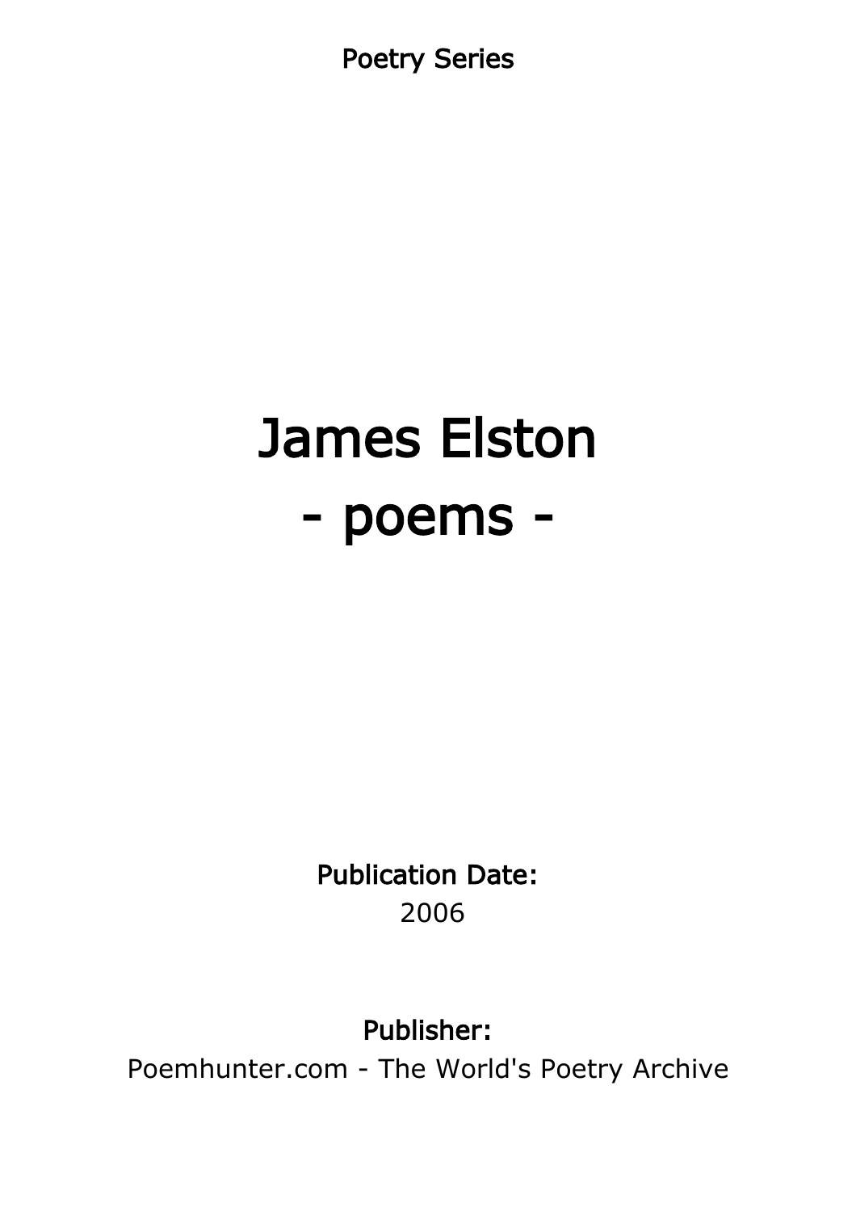Poetry Series

# James Elston
# - poems -

**Publication Date:**
2006

**Publisher:**
Poemhunter.com - The World's Poetry Archive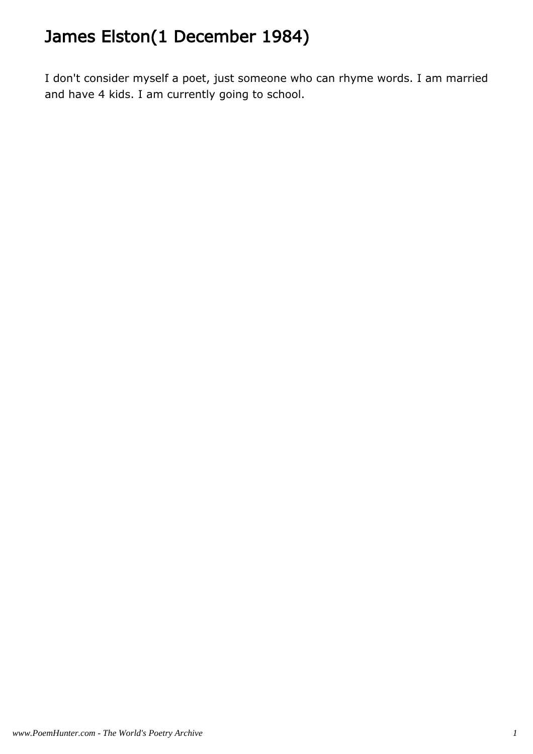# James Elston(1 December 1984)

I don't consider myself a poet, just someone who can rhyme words. I am married and have 4 kids. I am currently going to school.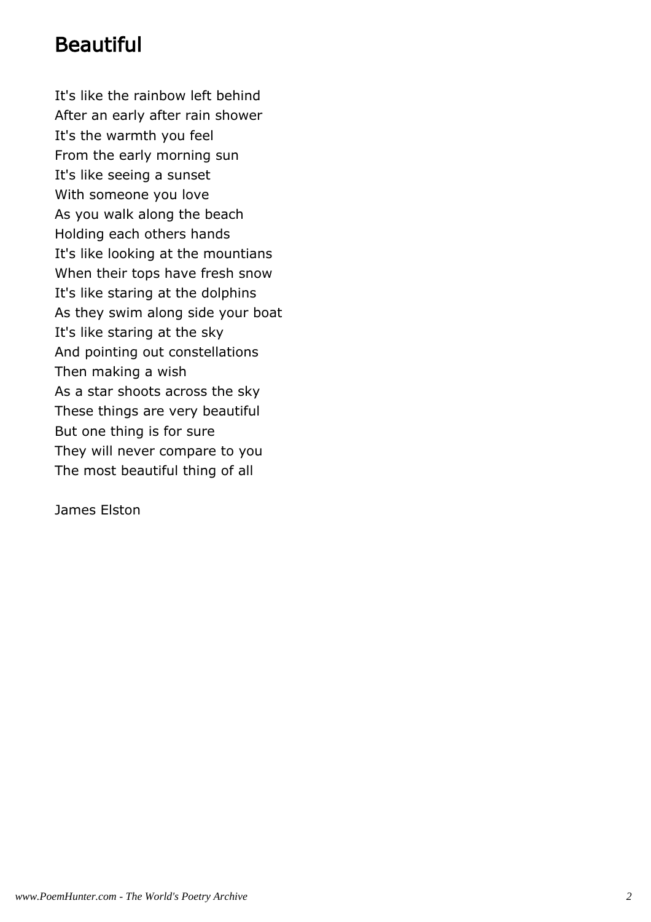# Beautiful

It's like the rainbow left behind  
After an early after rain shower  
It's the warmth you feel  
From the early morning sun  
It's like seeing a sunset  
With someone you love  
As you walk along the beach  
Holding each others hands  
It's like looking at the mountians  
When their tops have fresh snow  
It's like staring at the dolphins  
As they swim along side your boat  
It's like staring at the sky  
And pointing out constellations  
Then making a wish  
As a star shoots across the sky  
These things are very beautiful  
But one thing is for sure  
They will never compare to you  
The most beautiful thing of all

James Elston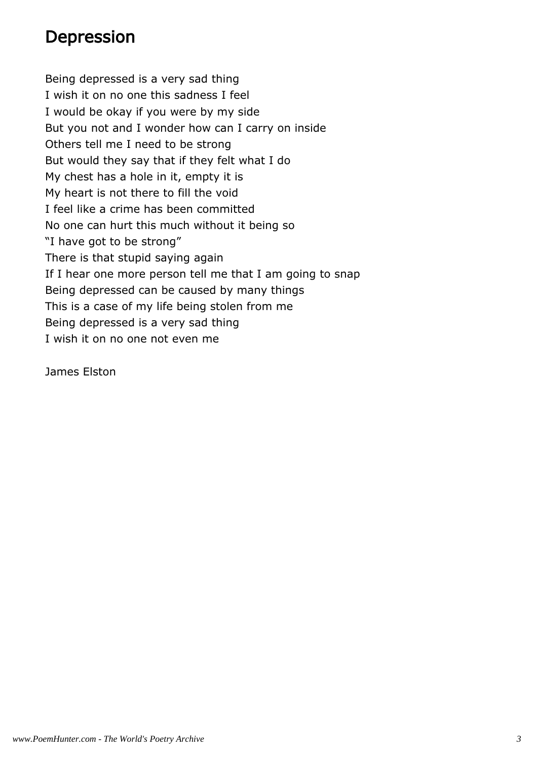# Depression

Being depressed is a very sad thing  
I wish it on no one this sadness I feel  
I would be okay if you were by my side  
But you not and I wonder how can I carry on inside  
Others tell me I need to be strong  
But would they say that if they felt what I do  
My chest has a hole in it, empty it is  
My heart is not there to fill the void  
I feel like a crime has been committed  
No one can hurt this much without it being so  
“I have got to be strong”  
There is that stupid saying again  
If I hear one more person tell me that I am going to snap  
Being depressed can be caused by many things  
This is a case of my life being stolen from me  
Being depressed is a very sad thing  
I wish it on no one not even me

James Elston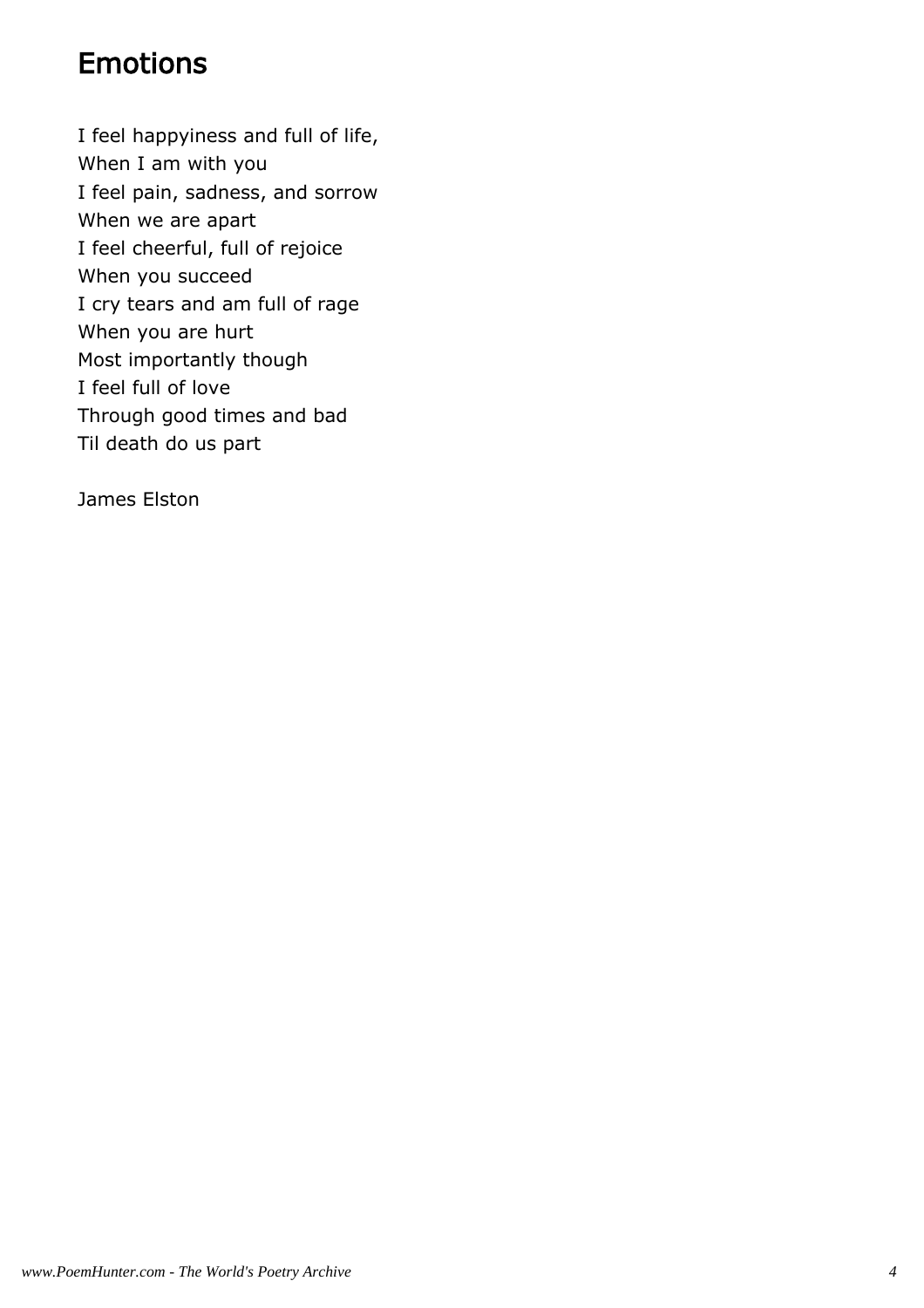# Emotions

I feel happyiness and full of life,  
When I am with you  
I feel pain, sadness, and sorrow  
When we are apart  
I feel cheerful, full of rejoice  
When you succeed  
I cry tears and am full of rage  
When you are hurt  
Most importantly though  
I feel full of love  
Through good times and bad  
Til death do us part

James Elston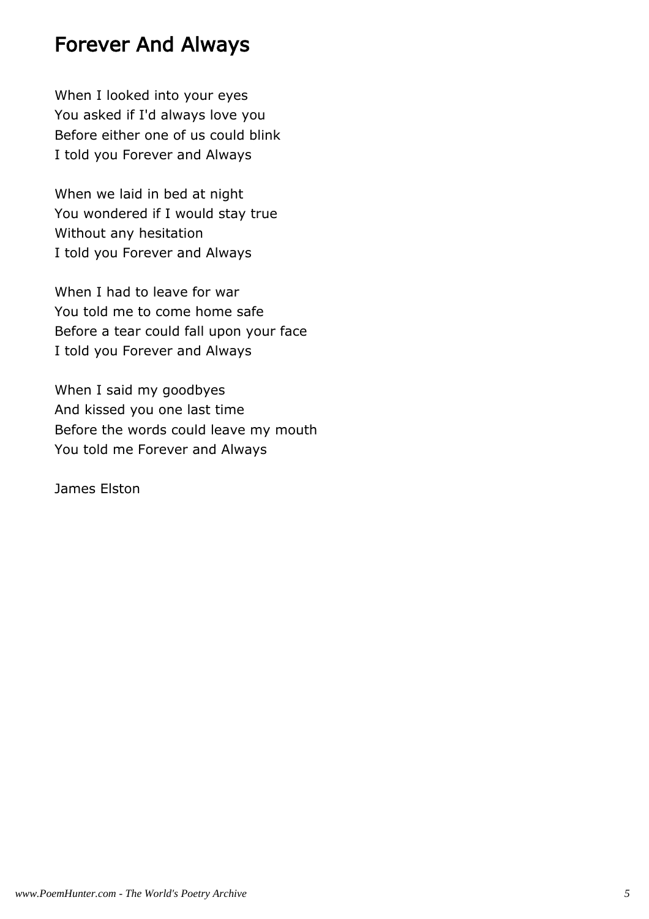# Forever And Always

When I looked into your eyes
You asked if I'd always love you
Before either one of us could blink
I told you Forever and Always

When we laid in bed at night
You wondered if I would stay true
Without any hesitation
I told you Forever and Always

When I had to leave for war
You told me to come home safe
Before a tear could fall upon your face
I told you Forever and Always

When I said my goodbyes
And kissed you one last time
Before the words could leave my mouth
You told me Forever and Always

James Elston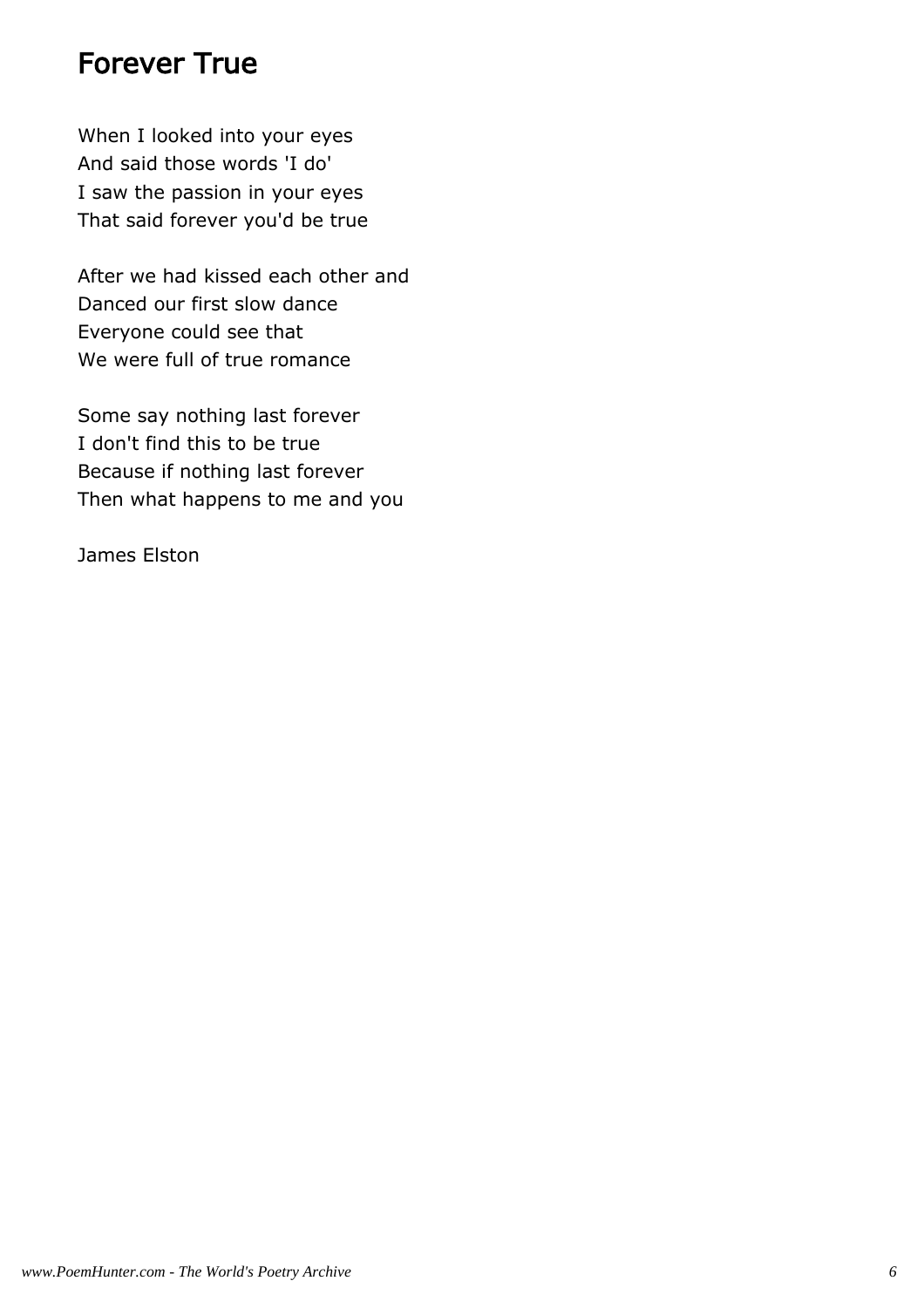## Forever True

When I looked into your eyes  
And said those words 'I do'  
I saw the passion in your eyes  
That said forever you'd be true

After we had kissed each other and  
Danced our first slow dance  
Everyone could see that  
We were full of true romance

Some say nothing last forever  
I don't find this to be true  
Because if nothing last forever  
Then what happens to me and you

James Elston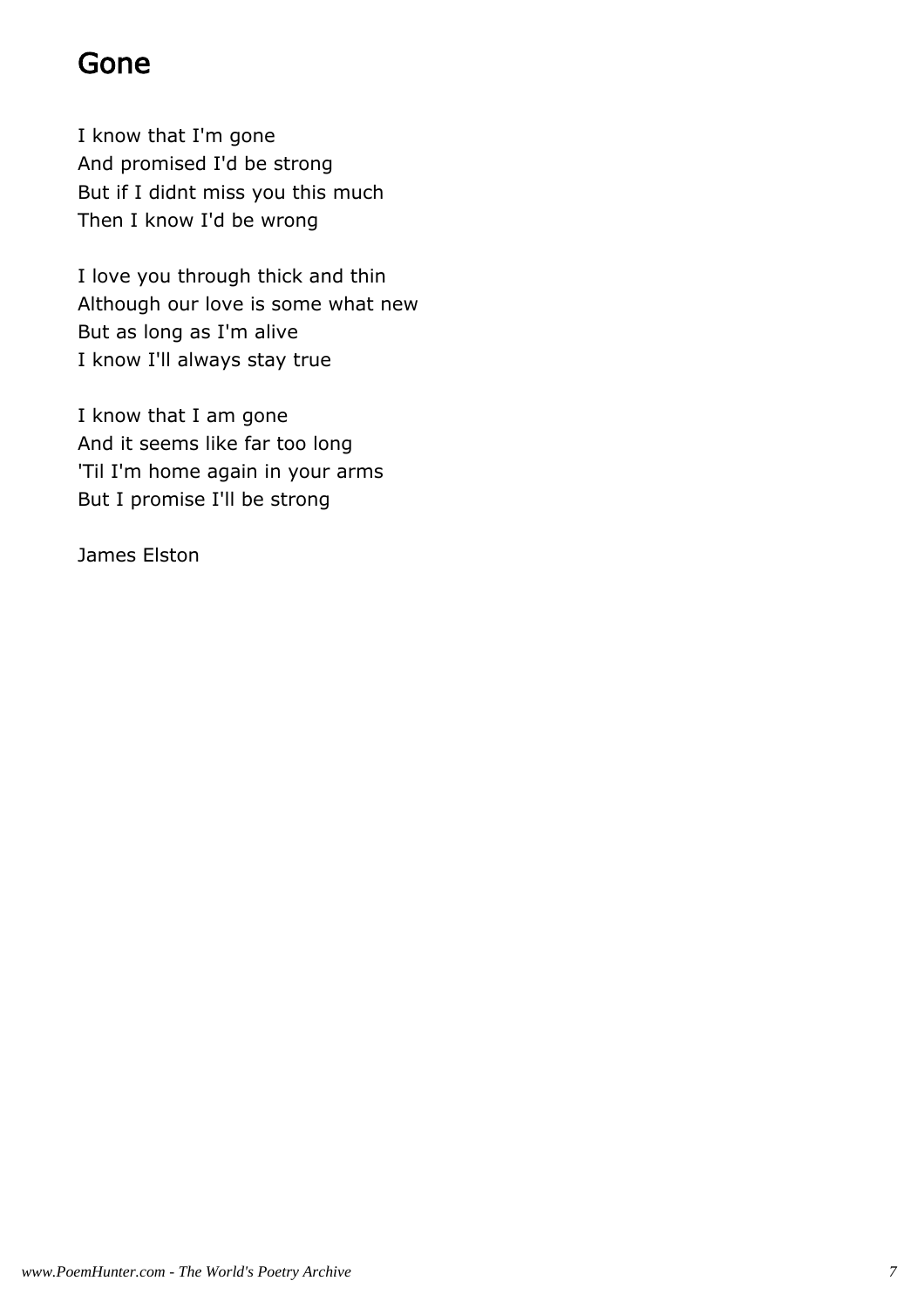# Gone

I know that I'm gone  
And promised I'd be strong  
But if I didnt miss you this much  
Then I know I'd be wrong

I love you through thick and thin  
Although our love is some what new  
But as long as I'm alive  
I know I'll always stay true

I know that I am gone  
And it seems like far too long  
'Til I'm home again in your arms  
But I promise I'll be strong

James Elston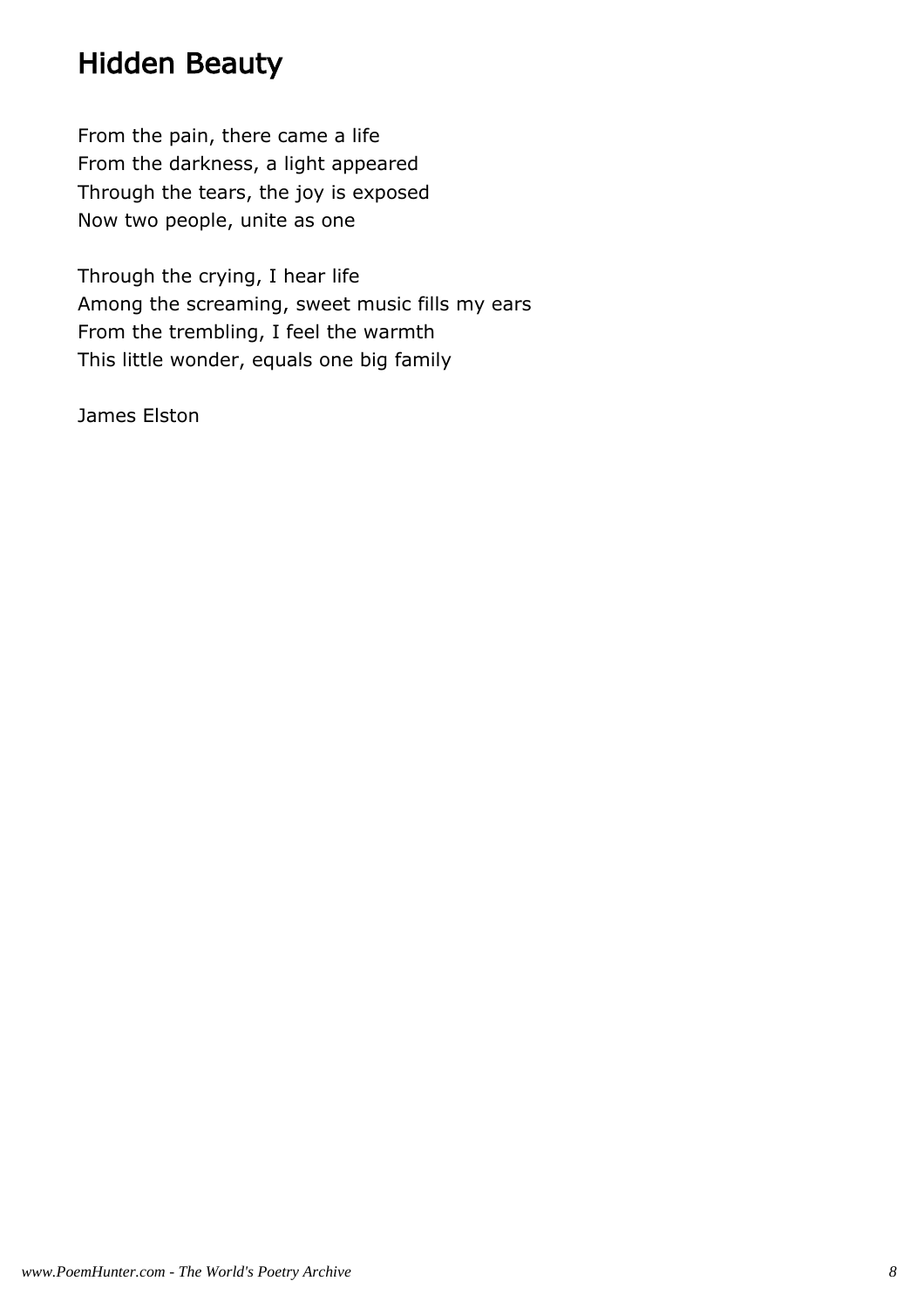# Hidden Beauty

From the pain, there came a life  
From the darkness, a light appeared  
Through the tears, the joy is exposed  
Now two people, unite as one

Through the crying, I hear life  
Among the screaming, sweet music fills my ears  
From the trembling, I feel the warmth  
This little wonder, equals one big family

James Elston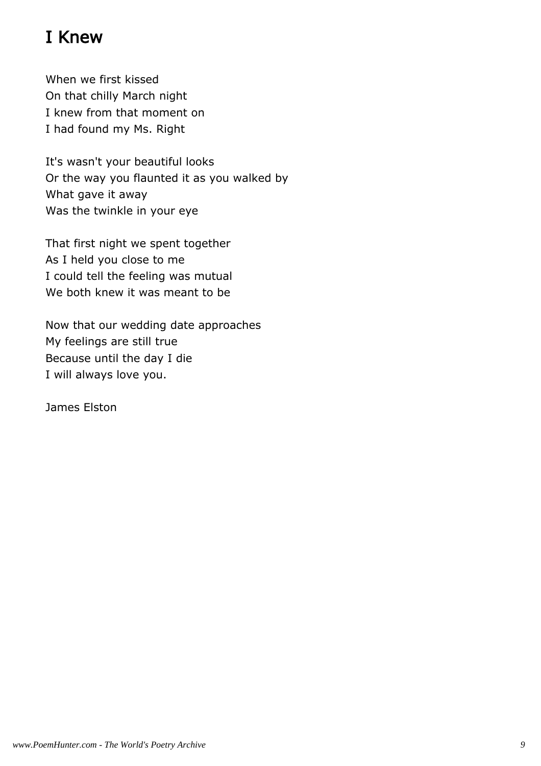# I Knew

When we first kissed
On that chilly March night
I knew from that moment on
I had found my Ms. Right

It's wasn't your beautiful looks
Or the way you flaunted it as you walked by
What gave it away
Was the twinkle in your eye

That first night we spent together
As I held you close to me
I could tell the feeling was mutual
We both knew it was meant to be

Now that our wedding date approaches
My feelings are still true
Because until the day I die
I will always love you.

James Elston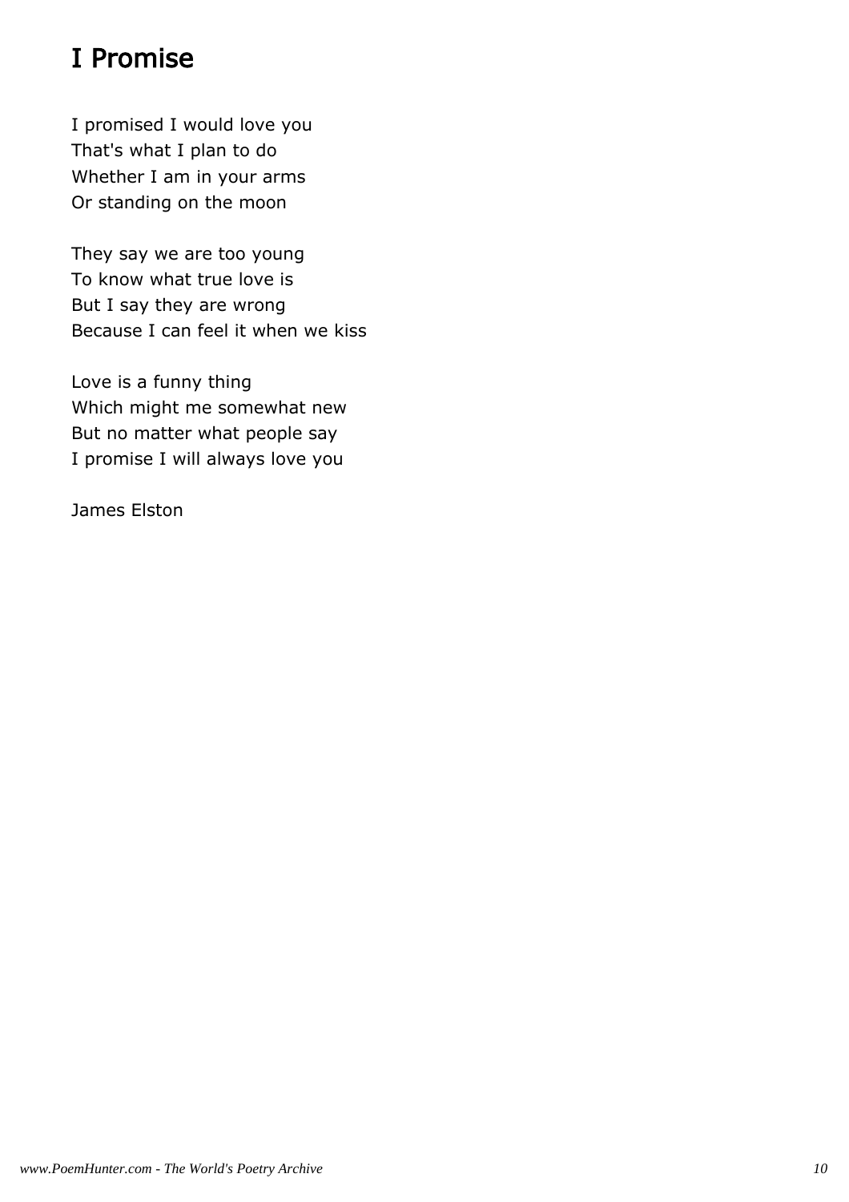# I Promise

I promised I would love you
That's what I plan to do
Whether I am in your arms
Or standing on the moon

They say we are too young
To know what true love is
But I say they are wrong
Because I can feel it when we kiss

Love is a funny thing
Which might me somewhat new
But no matter what people say
I promise I will always love you

James Elston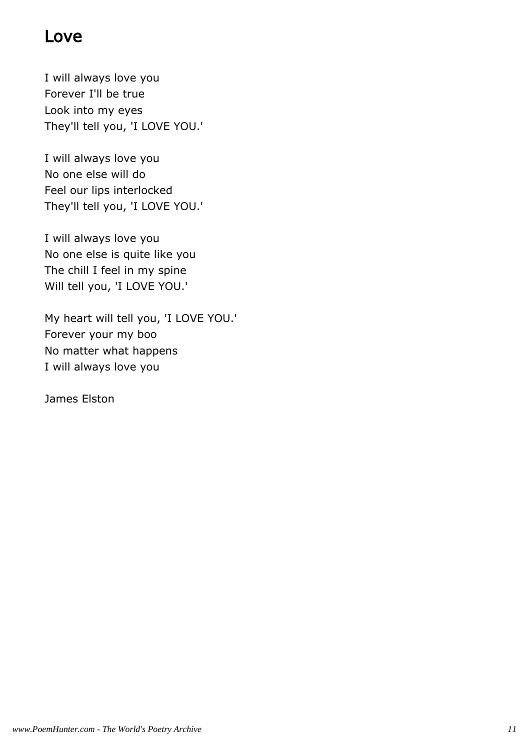# Love

I will always love you  
Forever I'll be true  
Look into my eyes  
They'll tell you, 'I LOVE YOU.'

I will always love you  
No one else will do  
Feel our lips interlocked  
They'll tell you, 'I LOVE YOU.'

I will always love you  
No one else is quite like you  
The chill I feel in my spine  
Will tell you, 'I LOVE YOU.'

My heart will tell you, 'I LOVE YOU.'  
Forever your my boo  
No matter what happens  
I will always love you

James Elston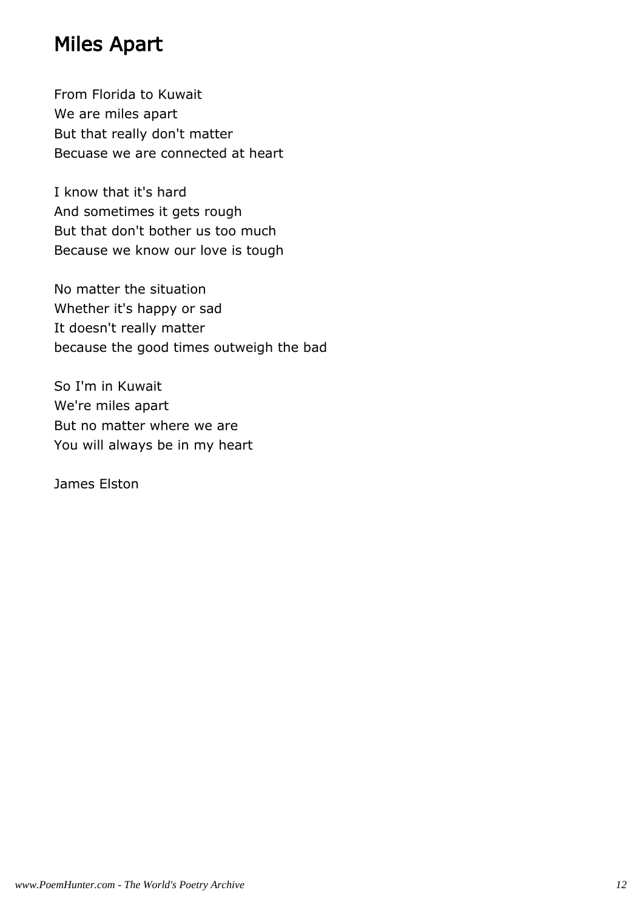# Miles Apart

From Florida to Kuwait
We are miles apart
But that really don't matter
Becuase we are connected at heart

I know that it's hard
And sometimes it gets rough
But that don't bother us too much
Because we know our love is tough

No matter the situation
Whether it's happy or sad
It doesn't really matter
because the good times outweigh the bad

So I'm in Kuwait
We're miles apart
But no matter where we are
You will always be in my heart

James Elston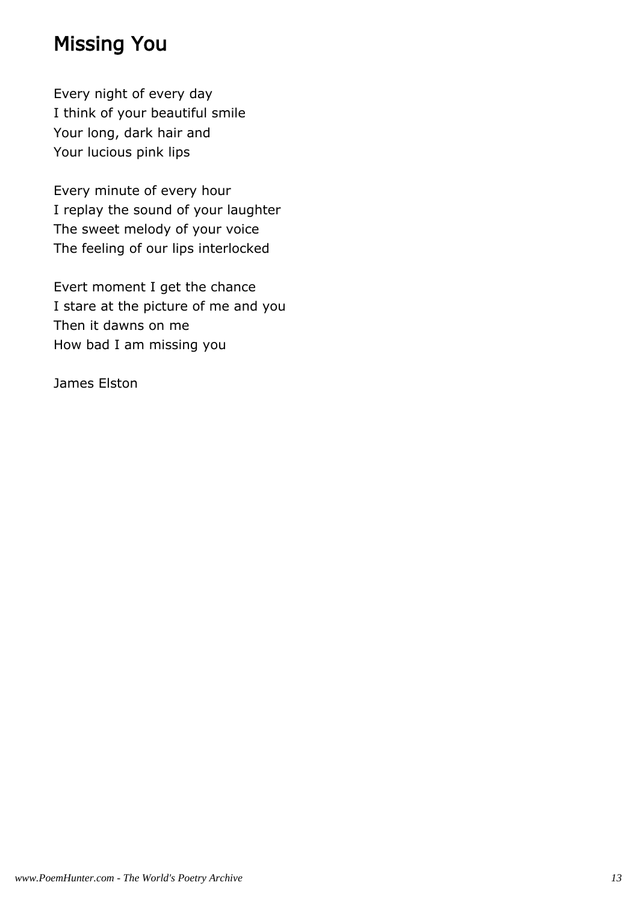# Missing You

Every night of every day
I think of your beautiful smile
Your long, dark hair and
Your lucious pink lips

Every minute of every hour
I replay the sound of your laughter
The sweet melody of your voice
The feeling of our lips interlocked

Evert moment I get the chance
I stare at the picture of me and you
Then it dawns on me
How bad I am missing you

James Elston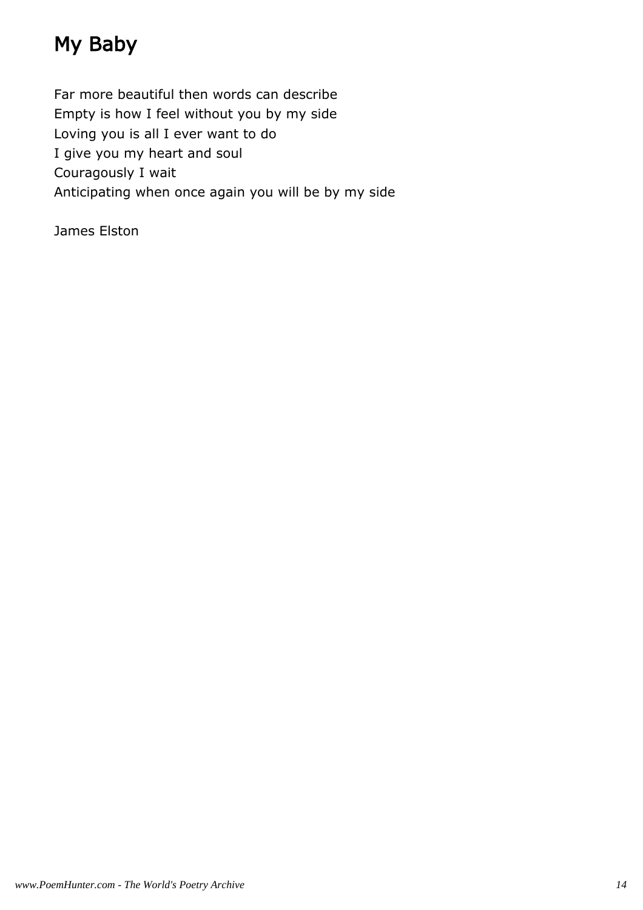# My Baby

Far more beautiful then words can describe
Empty is how I feel without you by my side
Loving you is all I ever want to do
I give you my heart and soul
Couragously I wait
Anticipating when once again you will be by my side

James Elston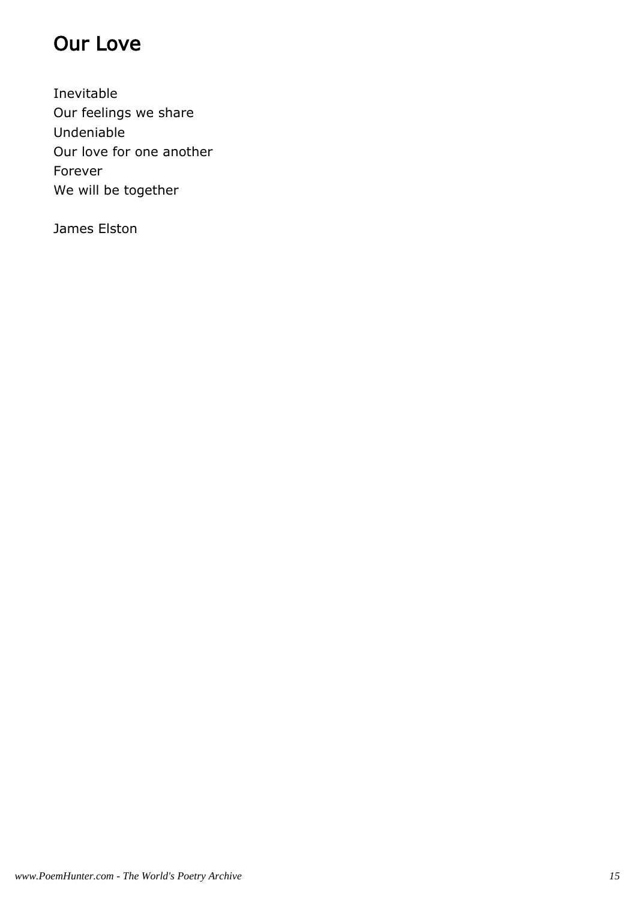## Our Love

Inevitable
Our feelings we share
Undeniable
Our love for one another
Forever
We will be together

James Elston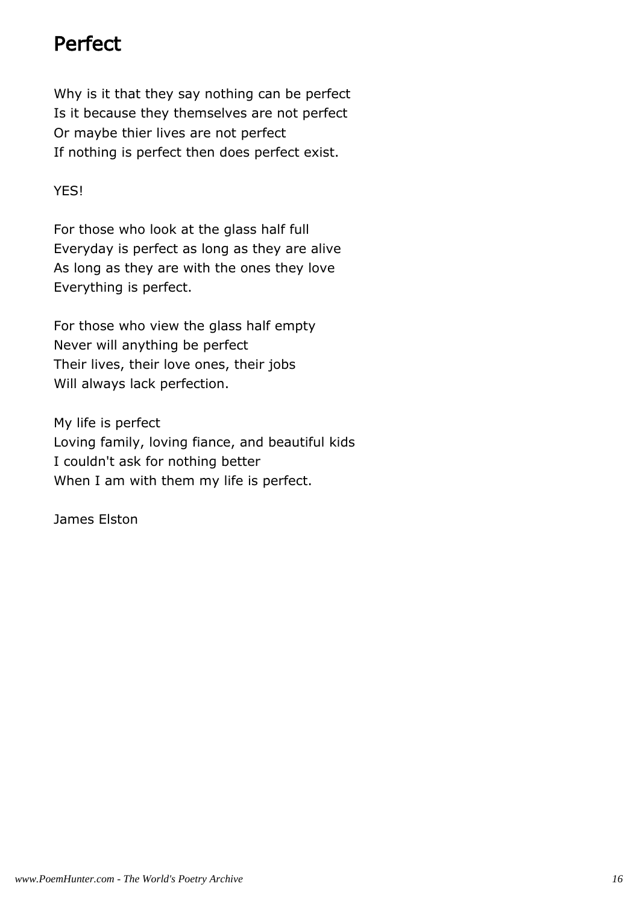# Perfect

Why is it that they say nothing can be perfect
Is it because they themselves are not perfect
Or maybe thier lives are not perfect
If nothing is perfect then does perfect exist.

YES!

For those who look at the glass half full
Everyday is perfect as long as they are alive
As long as they are with the ones they love
Everything is perfect.

For those who view the glass half empty
Never will anything be perfect
Their lives, their love ones, their jobs
Will always lack perfection.

My life is perfect
Loving family, loving fiance, and beautiful kids
I couldn't ask for nothing better
When I am with them my life is perfect.

James Elston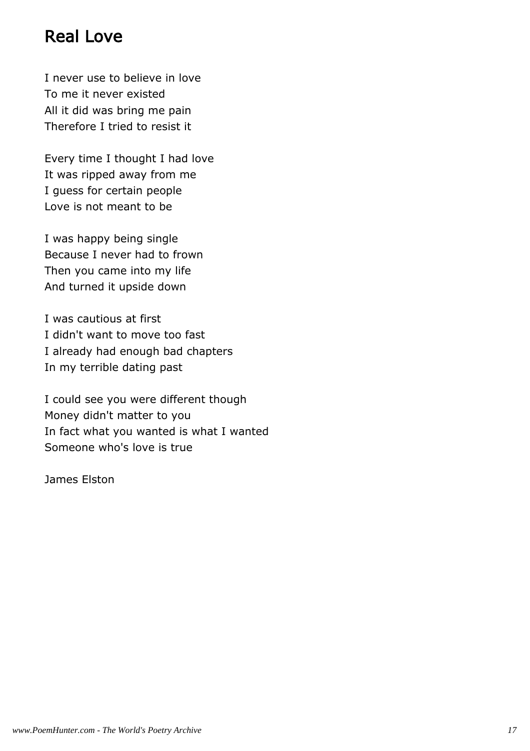# Real Love

I never use to believe in love
To me it never existed
All it did was bring me pain
Therefore I tried to resist it

Every time I thought I had love
It was ripped away from me
I guess for certain people
Love is not meant to be

I was happy being single
Because I never had to frown
Then you came into my life
And turned it upside down

I was cautious at first
I didn't want to move too fast
I already had enough bad chapters
In my terrible dating past

I could see you were different though
Money didn't matter to you
In fact what you wanted is what I wanted
Someone who's love is true

James Elston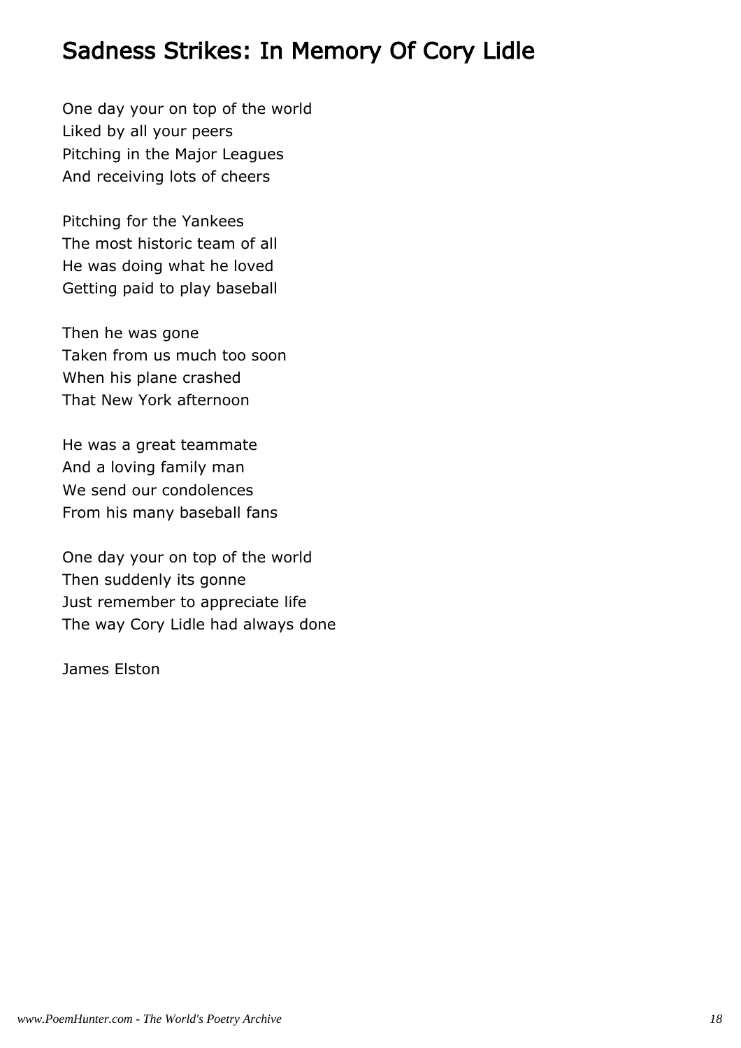# Sadness Strikes: In Memory Of Cory Lidle

One day your on top of the world
Liked by all your peers
Pitching in the Major Leagues
And receiving lots of cheers

Pitching for the Yankees
The most historic team of all
He was doing what he loved
Getting paid to play baseball

Then he was gone
Taken from us much too soon
When his plane crashed
That New York afternoon

He was a great teammate
And a loving family man
We send our condolences
From his many baseball fans

One day your on top of the world
Then suddenly its gonne
Just remember to appreciate life
The way Cory Lidle had always done

James Elston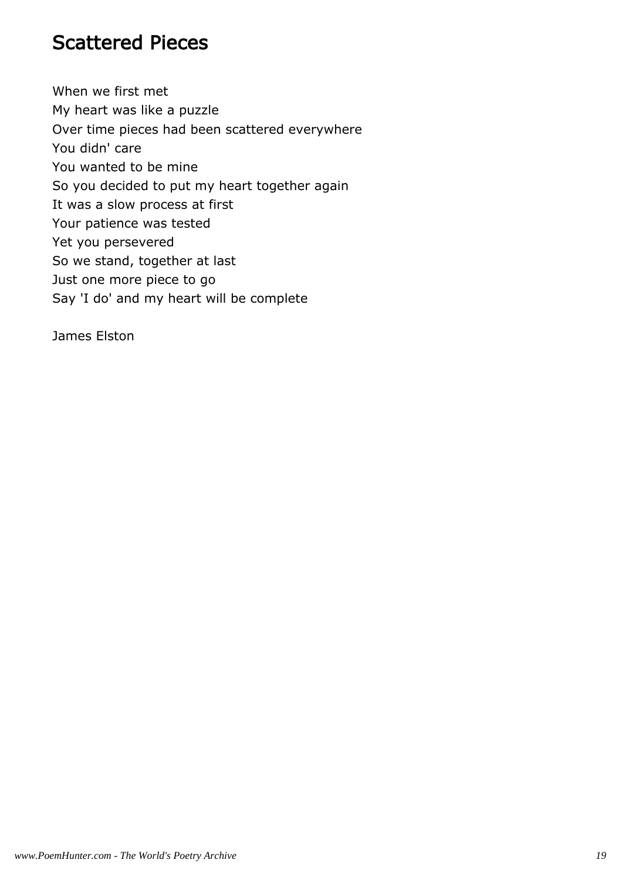# Scattered Pieces

When we first met
My heart was like a puzzle
Over time pieces had been scattered everywhere
You didn' care
You wanted to be mine
So you decided to put my heart together again
It was a slow process at first
Your patience was tested
Yet you persevered
So we stand, together at last
Just one more piece to go
Say 'I do' and my heart will be complete

James Elston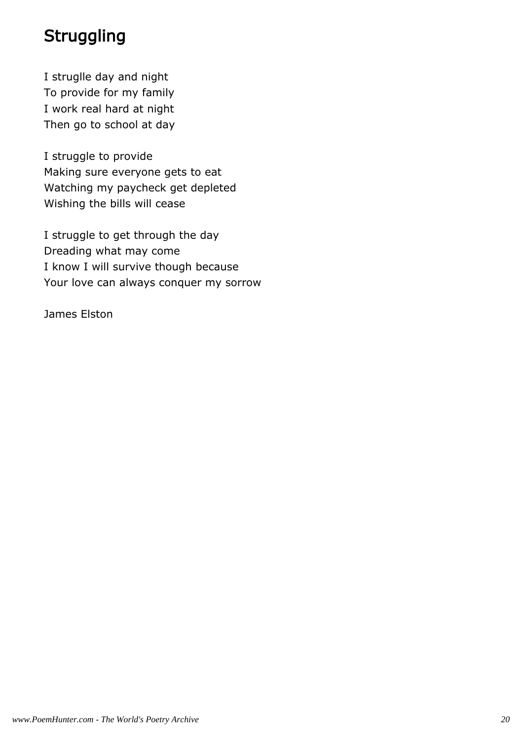# Struggling

I struglle day and night
To provide for my family
I work real hard at night
Then go to school at day

I struggle to provide
Making sure everyone gets to eat
Watching my paycheck get depleted
Wishing the bills will cease

I struggle to get through the day
Dreading what may come
I know I will survive though because
Your love can always conquer my sorrow

James Elston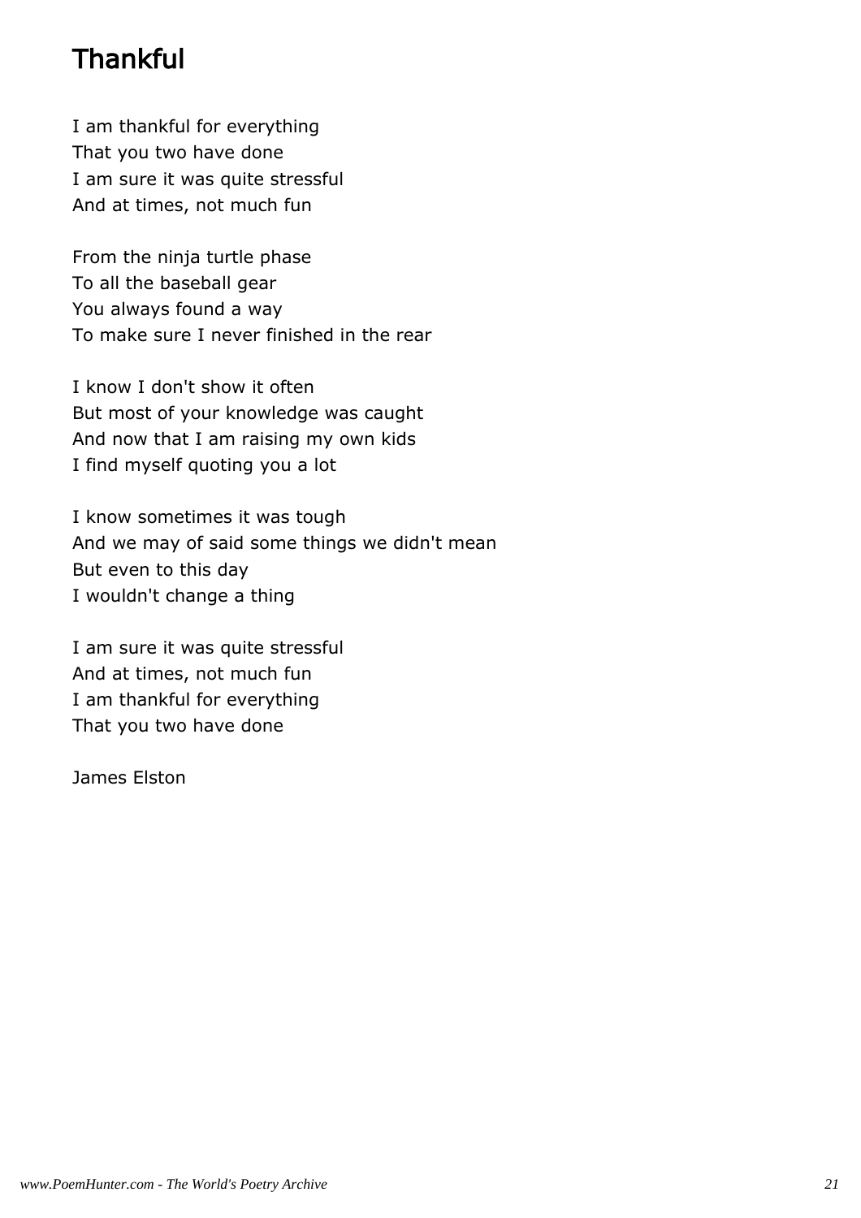# Thankful

I am thankful for everything
That you two have done
I am sure it was quite stressful
And at times, not much fun

From the ninja turtle phase
To all the baseball gear
You always found a way
To make sure I never finished in the rear

I know I don't show it often
But most of your knowledge was caught
And now that I am raising my own kids
I find myself quoting you a lot

I know sometimes it was tough
And we may of said some things we didn't mean
But even to this day
I wouldn't change a thing

I am sure it was quite stressful
And at times, not much fun
I am thankful for everything
That you two have done

James Elston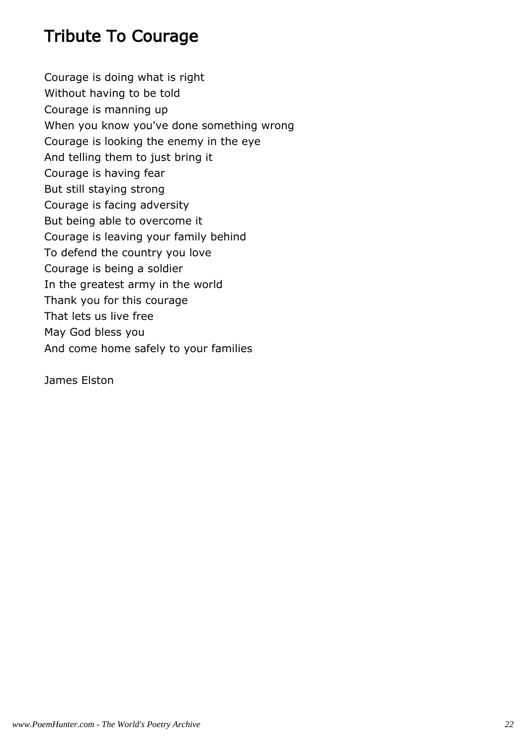# Tribute To Courage

Courage is doing what is right  
Without having to be told  
Courage is manning up  
When you know you've done something wrong  
Courage is looking the enemy in the eye  
And telling them to just bring it  
Courage is having fear  
But still staying strong  
Courage is facing adversity  
But being able to overcome it  
Courage is leaving your family behind  
To defend the country you love  
Courage is being a soldier  
In the greatest army in the world  
Thank you for this courage  
That lets us live free  
May God bless you  
And come home safely to your families

James Elston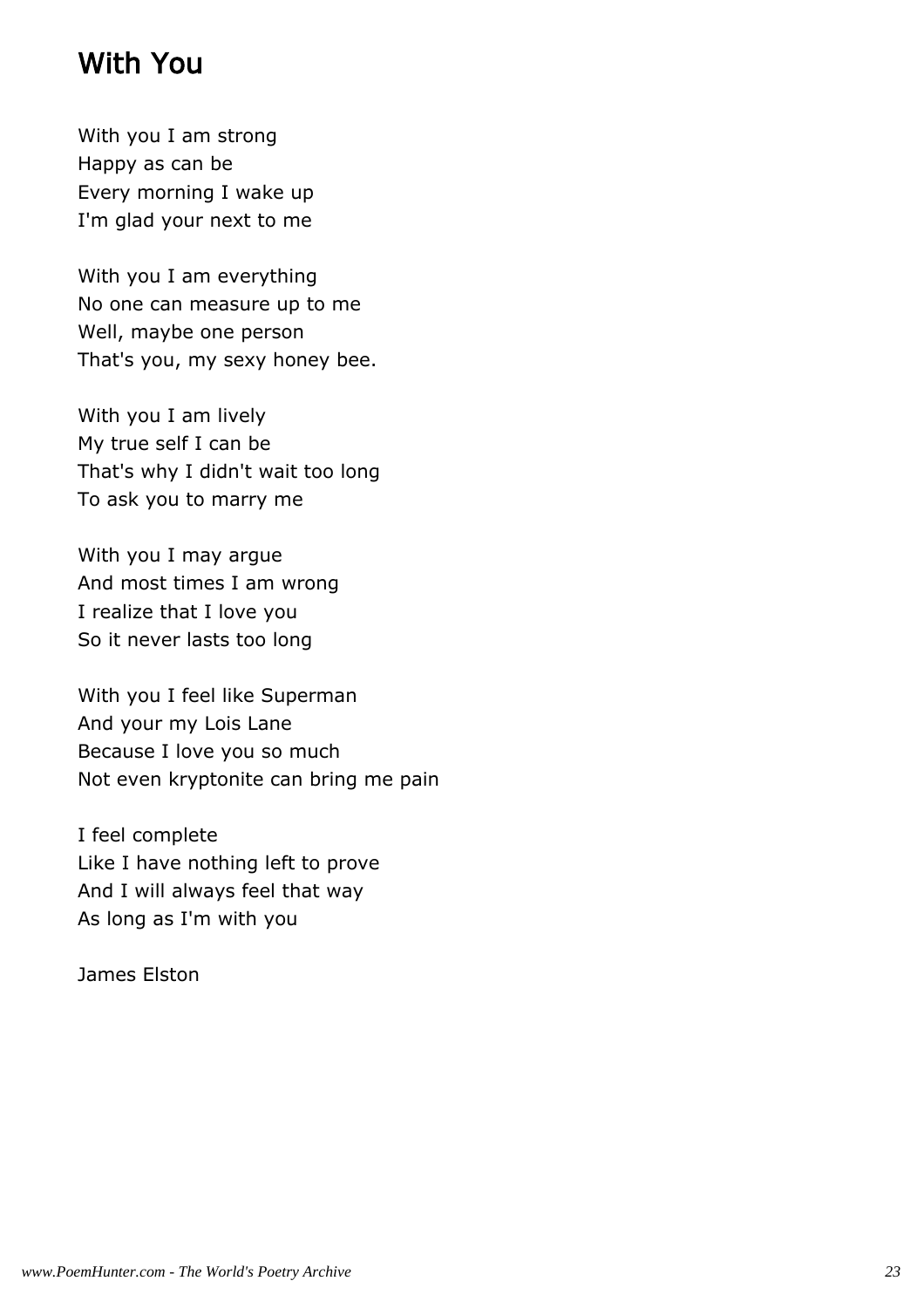# With You

With you I am strong  
Happy as can be  
Every morning I wake up  
I'm glad your next to me

With you I am everything  
No one can measure up to me  
Well, maybe one person  
That's you, my sexy honey bee.

With you I am lively  
My true self I can be  
That's why I didn't wait too long  
To ask you to marry me

With you I may argue  
And most times I am wrong  
I realize that I love you  
So it never lasts too long

With you I feel like Superman  
And your my Lois Lane  
Because I love you so much  
Not even kryptonite can bring me pain

I feel complete  
Like I have nothing left to prove  
And I will always feel that way  
As long as I'm with you

James Elston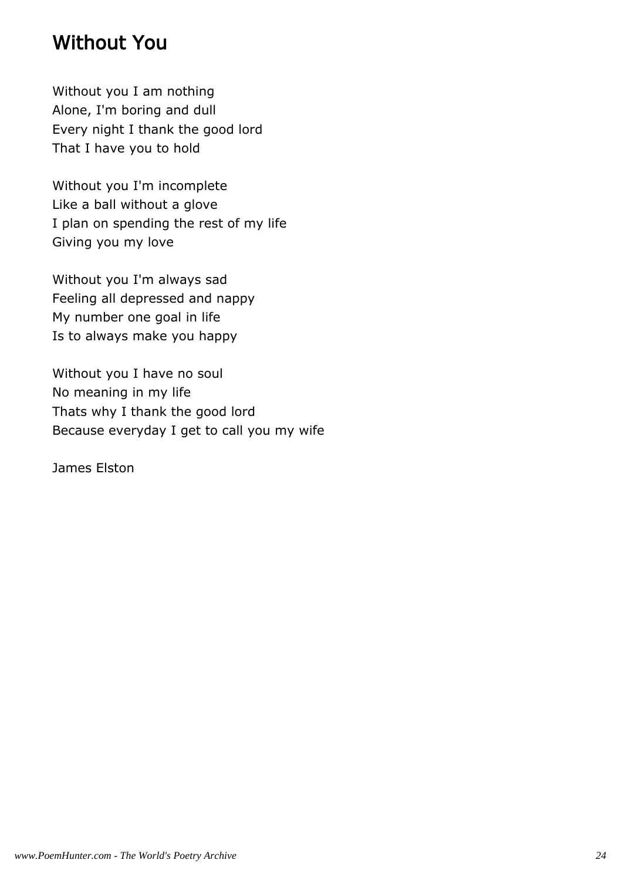# Without You

Without you I am nothing
Alone, I'm boring and dull
Every night I thank the good lord
That I have you to hold

Without you I'm incomplete
Like a ball without a glove
I plan on spending the rest of my life
Giving you my love

Without you I'm always sad
Feeling all depressed and nappy
My number one goal in life
Is to always make you happy

Without you I have no soul
No meaning in my life
Thats why I thank the good lord
Because everyday I get to call you my wife

James Elston